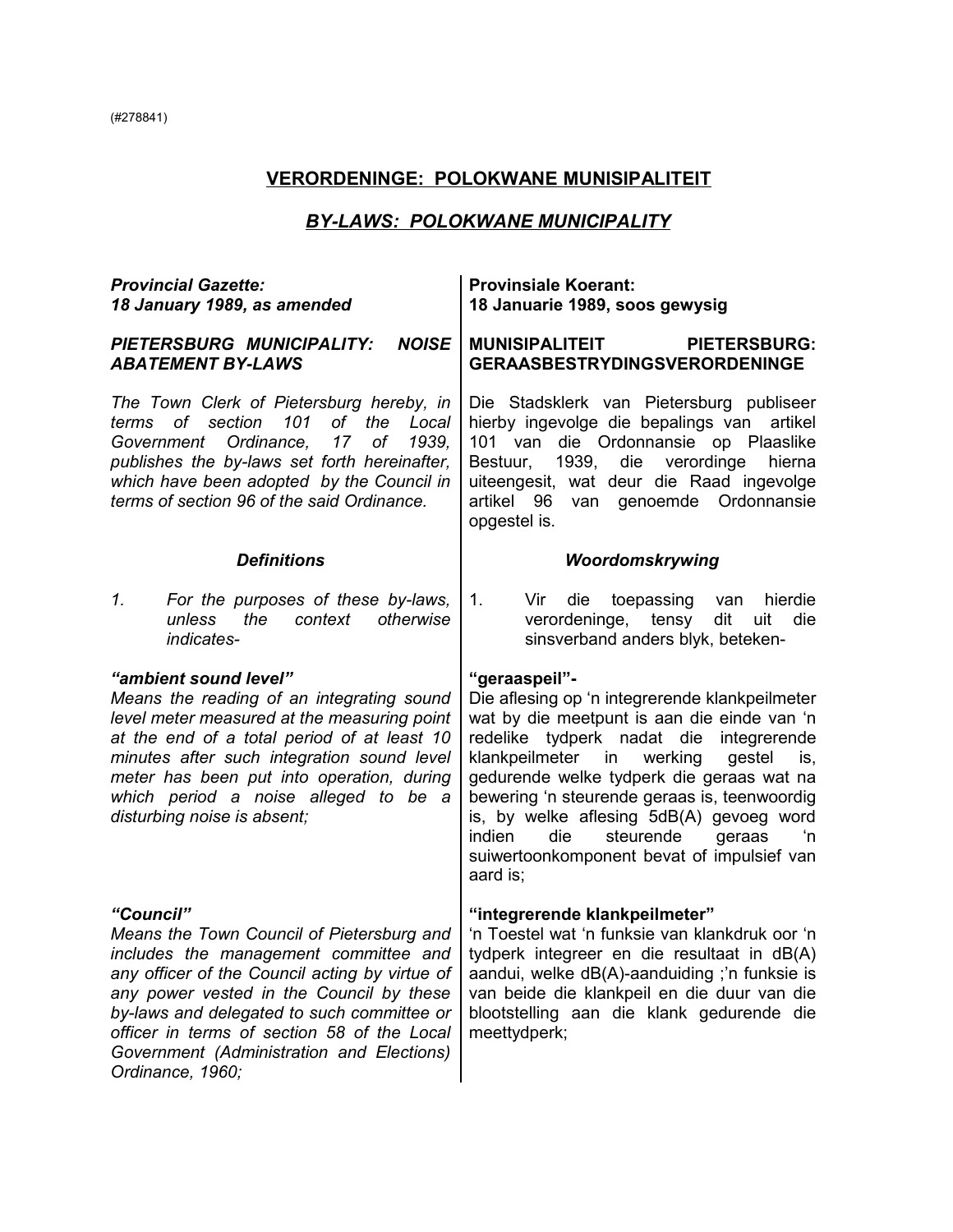(#278841)

## VERORDENINGE: POLOKWANE MUNISIPALITEIT

## *BY-LAWS: POLOKWANE MUNICIPALITY*

***Provincial Gazette:***
***18 January 1989, as amended***

***PIETERSBURG MUNICIPALITY: NOISE ABATEMENT BY-LAWS***

*The Town Clerk of Pietersburg hereby, in terms of section 101 of the Local Government Ordinance, 17 of 1939, publishes the by-laws set forth hereinafter, which have been adopted by the Council in terms of section 96 of the said Ordinance.*

### *Definitions*

*1. For the purposes of these by-laws, unless the context otherwise indicates-*

***"ambient sound level"***
*Means the reading of an integrating sound level meter measured at the measuring point at the end of a total period of at least 10 minutes after such integration sound level meter has been put into operation, during which period a noise alleged to be a disturbing noise is absent;*

***"Council"***
*Means the Town Council of Pietersburg and includes the management committee and any officer of the Council acting by virtue of any power vested in the Council by these by-laws and delegated to such committee or officer in terms of section 58 of the Local Government (Administration and Elections) Ordinance, 1960;*

**Provinsiale Koerant:**
**18 Januarie 1989, soos gewysig**

**MUNISIPALITEIT PIETERSBURG: GERAASBESTRYDINGSVERORDENINGE**

Die Stadsklerk van Pietersburg publiseer hierby ingevolge die bepalings van artikel 101 van die Ordonnansie op Plaaslike Bestuur, 1939, die verordinge hierna uiteengesit, wat deur die Raad ingevolge artikel 96 van genoemde Ordonnansie opgestel is.

### *Woordomskrywing*

1. Vir die toepassing van hierdie verordeninge, tensy dit uit die sinsverband anders blyk, beteken-

**"geraaspeil"-**
Die aflesing op 'n integrerende klankpeilmeter wat by die meetpunt is aan die einde van 'n redelike tydperk nadat die integrerende klankpeilmeter in werking gestel is, gedurende welke tydperk die geraas wat na bewering 'n steurende geraas is, teenwoordig is, by welke aflesing 5dB(A) gevoeg word indien die steurende geraas 'n suiwertoonkomponent bevat of impulsief van aard is;

**"integrerende klankpeilmeter"**
'n Toestel wat 'n funksie van klankdruk oor 'n tydperk integreer en die resultaat in dB(A) aandui, welke dB(A)-aanduiding ;'n funksie is van beide die klankpeil en die duur van die blootstelling aan die klank gedurende die meettydperk;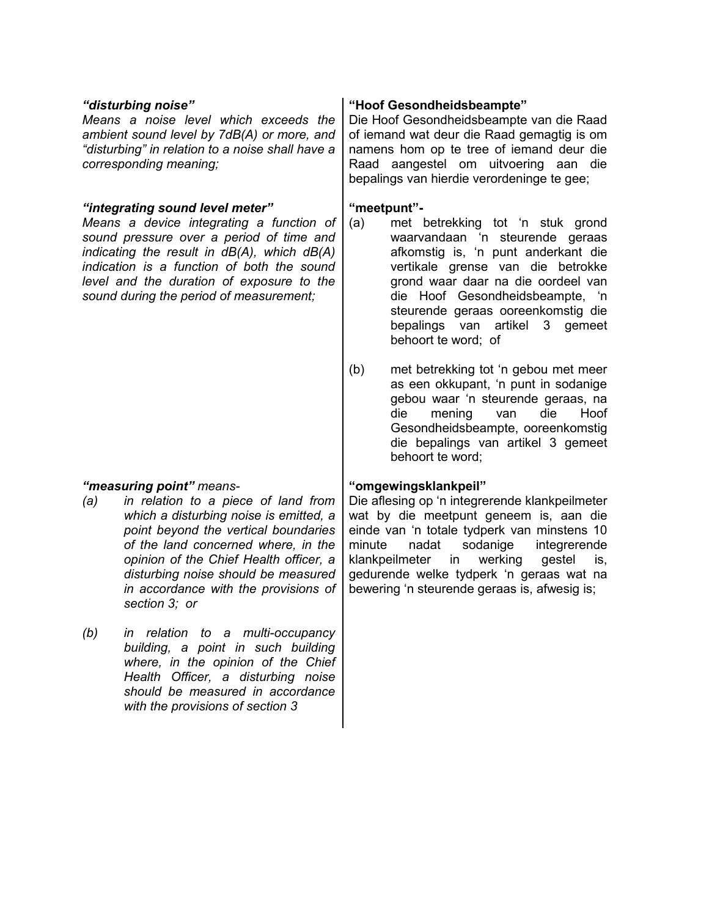***"disturbing noise"***
*Means a noise level which exceeds the ambient sound level by 7dB(A) or more, and "disturbing" in relation to a noise shall have a corresponding meaning;*

***"integrating sound level meter"***
*Means a device integrating a function of sound pressure over a period of time and indicating the result in dB(A), which dB(A) indication is a function of both the sound level and the duration of exposure to the sound during the period of measurement;*

***"measuring point"*** *means-*

*(a) in relation to a piece of land from which a disturbing noise is emitted, a point beyond the vertical boundaries of the land concerned where, in the opinion of the Chief Health officer, a disturbing noise should be measured in accordance with the provisions of section 3; or*

*(b) in relation to a multi-occupancy building, a point in such building where, in the opinion of the Chief Health Officer, a disturbing noise should be measured in accordance with the provisions of section 3*

**"Hoof Gesondheidsbeampte"**
Die Hoof Gesondheidsbeampte van die Raad of iemand wat deur die Raad gemagtig is om namens hom op te tree of iemand deur die Raad aangestel om uitvoering aan die bepalings van hierdie verordeninge te gee;

**"meetpunt"-**

(a) met betrekking tot 'n stuk grond waarvandaan 'n steurende geraas afkomstig is, 'n punt anderkant die vertikale grense van die betrokke grond waar daar na die oordeel van die Hoof Gesondheidsbeampte, 'n steurende geraas ooreenkomstig die bepalings van artikel 3 gemeet behoort te word; of

(b) met betrekking tot 'n gebou met meer as een okkupant, 'n punt in sodanige gebou waar 'n steurende geraas, na die mening van die Hoof Gesondheidsbeampte, ooreenkomstig die bepalings van artikel 3 gemeet behoort te word;

**"omgewingsklankpeil"**
Die aflesing op 'n integrerende klankpeilmeter wat by die meetpunt geneem is, aan die einde van 'n totale tydperk van minstens 10 minute nadat sodanige integrerende klankpeilmeter in werking gestel is, gedurende welke tydperk 'n geraas wat na bewering 'n steurende geraas is, afwesig is;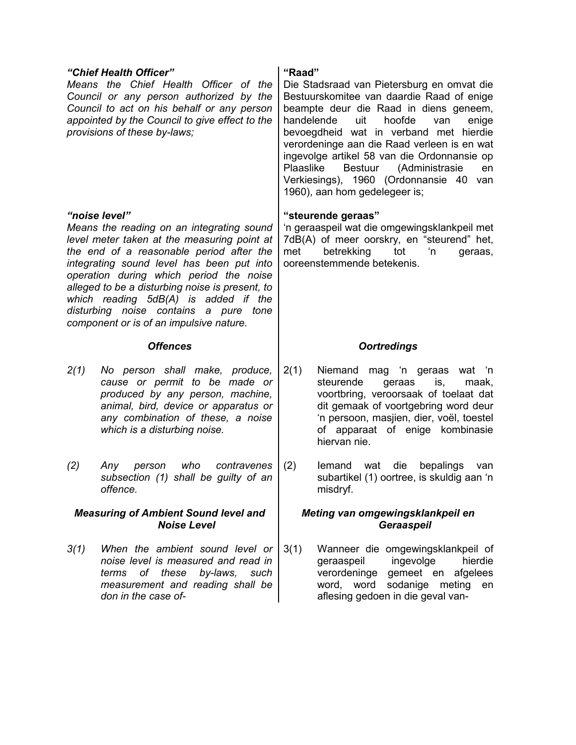***"Chief Health Officer"***
*Means the Chief Health Officer of the Council or any person authorized by the Council to act on his behalf or any person appointed by the Council to give effect to the provisions of these by-laws;*

***"noise level"***
*Means the reading on an integrating sound level meter taken at the measuring point at the end of a reasonable period after the integrating sound level has been put into operation during which period the noise alleged to be a disturbing noise is present, to which reading 5dB(A) is added if the disturbing noise contains a pure tone component or is of an impulsive nature.*

### *Offences*

*2(1) No person shall make, produce, cause or permit to be made or produced by any person, machine, animal, bird, device or apparatus or any combination of these, a noise which is a disturbing noise.*

*(2) Any person who contravenes subsection (1) shall be guilty of an offence.*

### *Measuring of Ambient Sound level and Noise Level*

*3(1) When the ambient sound level or noise level is measured and read in terms of these by-laws, such measurement and reading shall be don in the case of-*

**"Raad"**
Die Stadsraad van Pietersburg en omvat die Bestuurskomitee van daardie Raad of enige beampte deur die Raad in diens geneem, handelende uit hoofde van enige bevoegdheid wat in verband met hierdie verordeninge aan die Raad verleen is en wat ingevolge artikel 58 van die Ordonnansie op Plaaslike Bestuur (Administrasie en Verkiesings), 1960 (Ordonnansie 40 van 1960), aan hom gedelegeer is;

**"steurende geraas"**
'n geraaspeil wat die omgewingsklankpeil met 7dB(A) of meer oorskry, en "steurend" het, met betrekking tot 'n geraas, ooreenstemmende betekenis.

### *Oortredings*

2(1) Niemand mag 'n geraas wat 'n steurende geraas is, maak, voortbring, veroorsaak of toelaat dat dit gemaak of voortgebring word deur 'n persoon, masjien, dier, voël, toestel of apparaat of enige kombinasie hiervan nie.

(2) Iemand wat die bepalings van subartikel (1) oortree, is skuldig aan 'n misdryf.

### *Meting van omgewingsklankpeil en Geraaspeil*

3(1) Wanneer die omgewingsklankpeil of geraaspeil ingevolge hierdie verordeninge gemeet en afgelees word, word sodanige meting en aflesing gedoen in die geval van-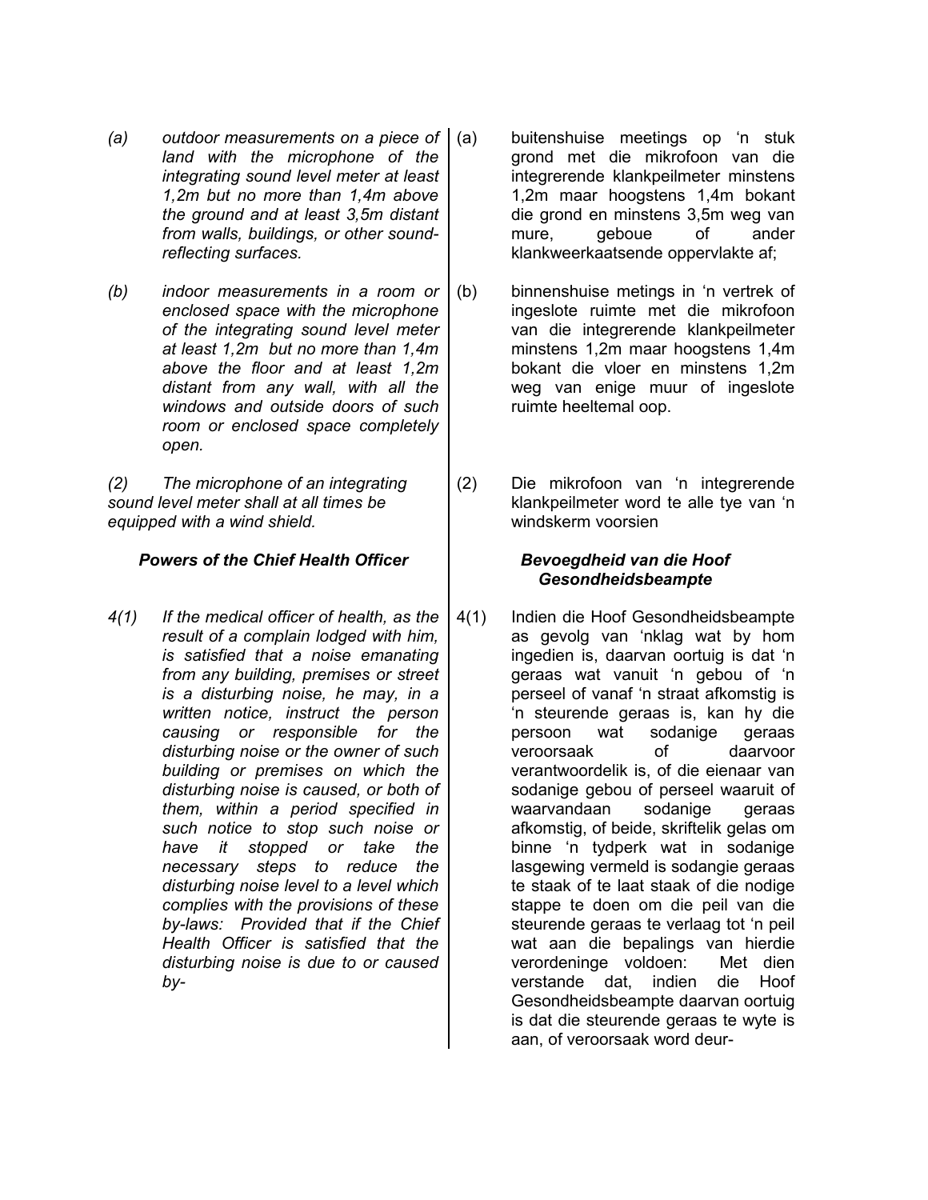*(a) outdoor measurements on a piece of land with the microphone of the integrating sound level meter at least 1,2m but no more than 1,4m above the ground and at least 3,5m distant from walls, buildings, or other sound-reflecting surfaces.*

*(b) indoor measurements in a room or enclosed space with the microphone of the integrating sound level meter at least 1,2m but no more than 1,4m above the floor and at least 1,2m distant from any wall, with all the windows and outside doors of such room or enclosed space completely open.*

*(2) The microphone of an integrating sound level meter shall at all times be equipped with a wind shield.*

### *Powers of the Chief Health Officer*

*4(1) If the medical officer of health, as the result of a complain lodged with him, is satisfied that a noise emanating from any building, premises or street is a disturbing noise, he may, in a written notice, instruct the person causing or responsible for the disturbing noise or the owner of such building or premises on which the disturbing noise is caused, or both of them, within a period specified in such notice to stop such noise or have it stopped or take the necessary steps to reduce the disturbing noise level to a level which complies with the provisions of these by-laws: Provided that if the Chief Health Officer is satisfied that the disturbing noise is due to or caused by-*

(a) buitenshuise meetings op 'n stuk grond met die mikrofoon van die integrerende klankpeilmeter minstens 1,2m maar hoogstens 1,4m bokant die grond en minstens 3,5m weg van mure, geboue of ander klankweerkaatsende oppervlakte af;

(b) binnenshuise metings in 'n vertrek of ingeslote ruimte met die mikrofoon van die integrerende klankpeilmeter minstens 1,2m maar hoogstens 1,4m bokant die vloer en minstens 1,2m weg van enige muur of ingeslote ruimte heeltemal oop.

(2) Die mikrofoon van 'n integrerende klankpeilmeter word te alle tye van 'n windskerm voorsien

### *Bevoegdheid van die Hoof Gesondheidsbeampte*

4(1) Indien die Hoof Gesondheidsbeampte as gevolg van 'nklag wat by hom ingedien is, daarvan oortuig is dat 'n geraas wat vanuit 'n gebou of 'n perseel of vanaf 'n straat afkomstig is 'n steurende geraas is, kan hy die persoon wat sodanige geraas veroorsaak of daarvoor verantwoordelik is, of die eienaar van sodanige gebou of perseel waaruit of waarvandaan sodanige geraas afkomstig, of beide, skriftelik gelas om binne 'n tydperk wat in sodanige lasgewing vermeld is sodangie geraas te staak of te laat staak of die nodige stappe te doen om die peil van die steurende geraas te verlaag tot 'n peil wat aan die bepalings van hierdie verordeninge voldoen: Met dien verstande dat, indien die Hoof Gesondheidsbeampte daarvan oortuig is dat die steurende geraas te wyte is aan, of veroorsaak word deur-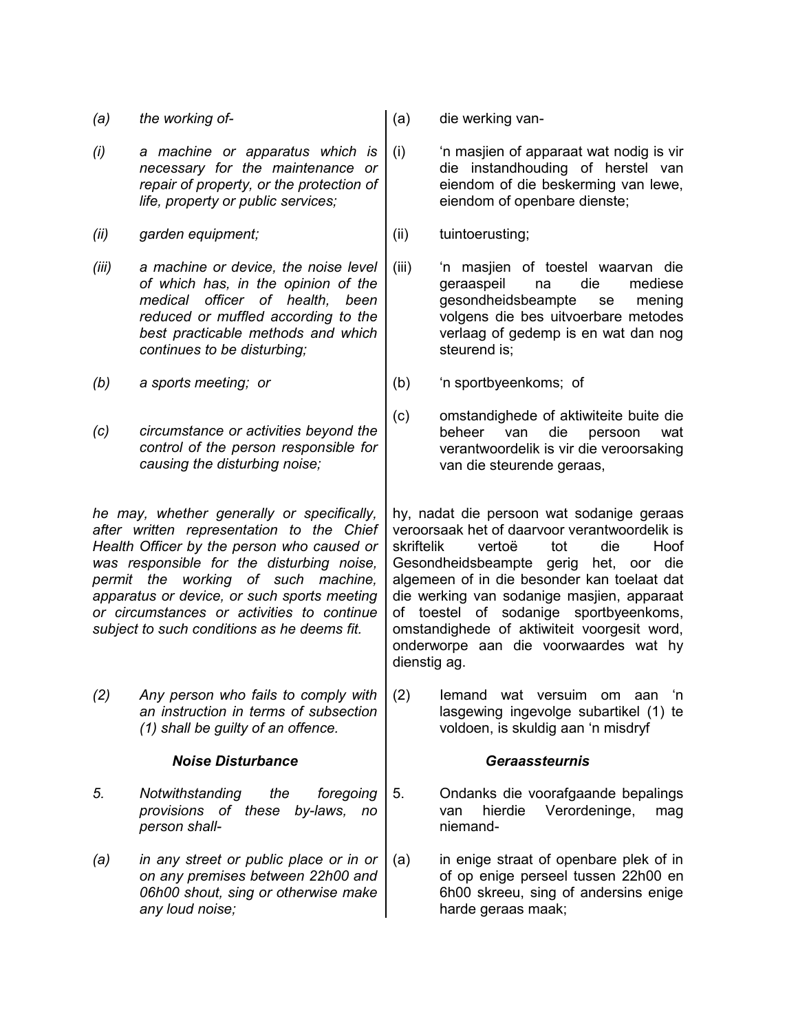*(a)* *the working of-*

*(i)* *a machine or apparatus which is necessary for the maintenance or repair of property, or the protection of life, property or public services;*

*(ii)* *garden equipment;*

*(iii)* *a machine or device, the noise level of which has, in the opinion of the medical officer of health, been reduced or muffled according to the best practicable methods and which continues to be disturbing;*

*(b)* *a sports meeting; or*

*(c)* *circumstance or activities beyond the control of the person responsible for causing the disturbing noise;*

*he may, whether generally or specifically, after written representation to the Chief Health Officer by the person who caused or was responsible for the disturbing noise, permit the working of such machine, apparatus or device, or such sports meeting or circumstances or activities to continue subject to such conditions as he deems fit.*

*(2)* *Any person who fails to comply with an instruction in terms of subsection (1) shall be guilty of an offence.*

***Noise Disturbance***

*5.* *Notwithstanding the foregoing provisions of these by-laws, no person shall-*

*(a)* *in any street or public place or in or on any premises between 22h00 and 06h00 shout, sing or otherwise make any loud noise;*

(a) die werking van-

(i) 'n masjien of apparaat wat nodig is vir die instandhouding of herstel van eiendom of die beskerming van lewe, eiendom of openbare dienste;

(ii) tuintoerusting;

(iii) 'n masjien of toestel waarvan die geraaspeil na die mediese gesondheidsbeampte se mening volgens die bes uitvoerbare metodes verlaag of gedemp is en wat dan nog steurend is;

(b) 'n sportbyeenkoms; of

(c) omstandighede of aktiwiteite buite die beheer van die persoon wat verantwoordelik is vir die veroorsaking van die steurende geraas,

hy, nadat die persoon wat sodanige geraas veroorsaak het of daarvoor verantwoordelik is skriftelik vertoë tot die Hoof Gesondheidsbeampte gerig het, oor die algemeen of in die besonder kan toelaat dat die werking van sodanige masjien, apparaat of toestel of sodanige sportbyeenkoms, omstandighede of aktiwiteit voorgesit word, onderworpe aan die voorwaardes wat hy dienstig ag.

(2) Iemand wat versuim om aan 'n lasgewing ingevolge subartikel (1) te voldoen, is skuldig aan 'n misdryf

***Geraassteurnis***

5. Ondanks die voorafgaande bepalings van hierdie Verordeninge, mag niemand-

(a) in enige straat of openbare plek of in of op enige perseel tussen 22h00 en 6h00 skreeu, sing of andersins enige harde geraas maak;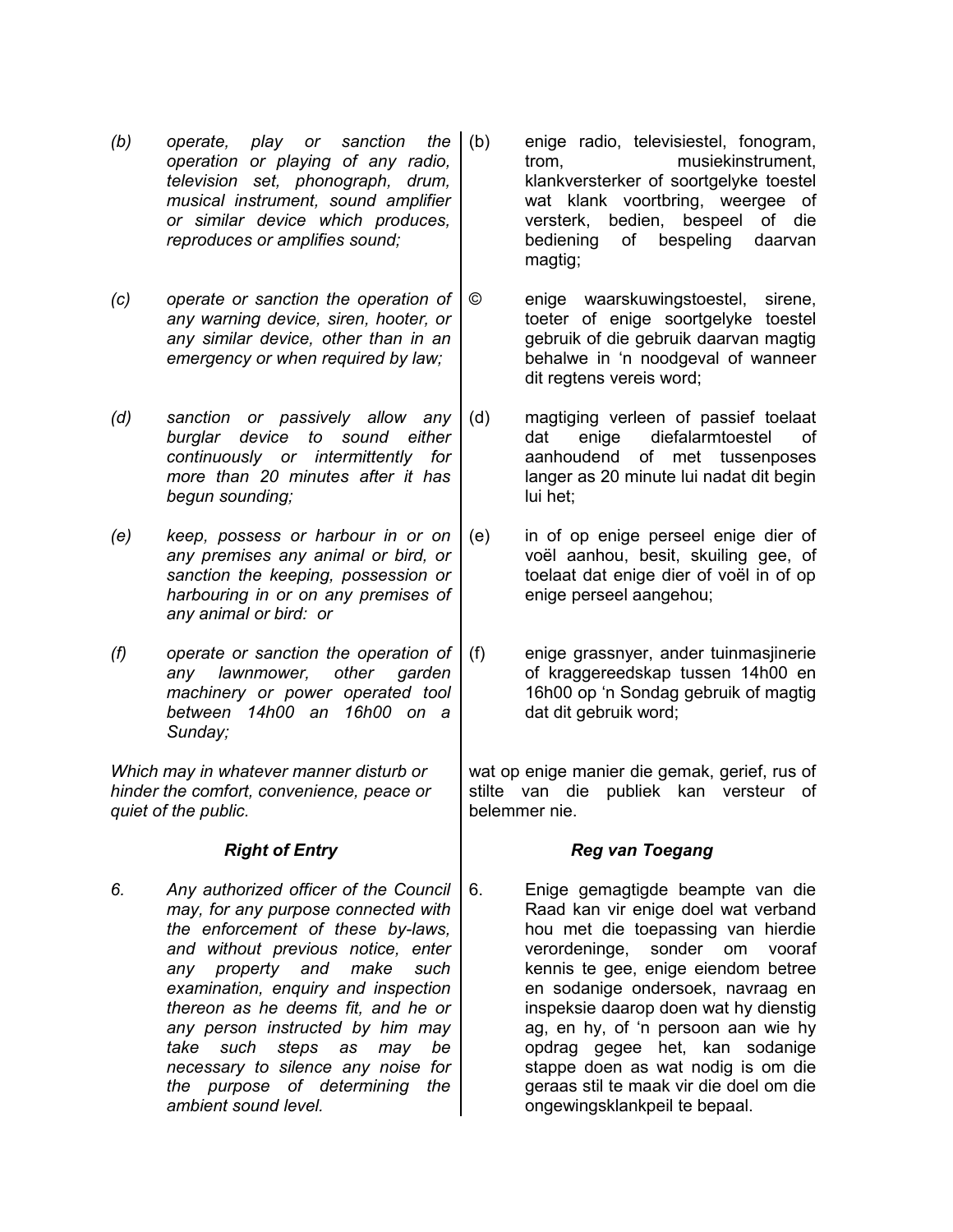*(b) operate, play or sanction the operation or playing of any radio, television set, phonograph, drum, musical instrument, sound amplifier or similar device which produces, reproduces or amplifies sound;*

*(c) operate or sanction the operation of any warning device, siren, hooter, or any similar device, other than in an emergency or when required by law;*

*(d) sanction or passively allow any burglar device to sound either continuously or intermittently for more than 20 minutes after it has begun sounding;*

*(e) keep, possess or harbour in or on any premises any animal or bird, or sanction the keeping, possession or harbouring in or on any premises of any animal or bird: or*

*(f) operate or sanction the operation of any lawnmower, other garden machinery or power operated tool between 14h00 an 16h00 on a Sunday;*

*Which may in whatever manner disturb or hinder the comfort, convenience, peace or quiet of the public.*

(b) enige radio, televisiestel, fonogram, trom, musiekinstrument, klankversterker of soortgelyke toestel wat klank voortbring, weergee of versterk, bedien, bespeel of die bediening of bespeling daarvan magtig;

© enige waarskuwingstoestel, sirene, toeter of enige soortgelyke toestel gebruik of die gebruik daarvan magtig behalwe in 'n noodgeval of wanneer dit regtens vereis word;

(d) magtiging verleen of passief toelaat dat enige diefalarmtoestel of aanhoudend of met tussenposes langer as 20 minute lui nadat dit begin lui het;

(e) in of op enige perseel enige dier of voël aanhou, besit, skuiling gee, of toelaat dat enige dier of voël in of op enige perseel aangehou;

(f) enige grassnyer, ander tuinmasjinerie of kraggereedskap tussen 14h00 en 16h00 op 'n Sondag gebruik of magtig dat dit gebruik word;

wat op enige manier die gemak, gerief, rus of stilte van die publiek kan versteur of belemmer nie.

### *Right of Entry*

*6. Any authorized officer of the Council may, for any purpose connected with the enforcement of these by-laws, and without previous notice, enter any property and make such examination, enquiry and inspection thereon as he deems fit, and he or any person instructed by him may take such steps as may be necessary to silence any noise for the purpose of determining the ambient sound level.*

### *Reg van Toegang*

6. Enige gemagtigde beampte van die Raad kan vir enige doel wat verband hou met die toepassing van hierdie verordeninge, sonder om vooraf kennis te gee, enige eiendom betree en sodanige ondersoek, navraag en inspeksie daarop doen wat hy dienstig ag, en hy, of 'n persoon aan wie hy opdrag gegee het, kan sodanige stappe doen as wat nodig is om die geraas stil te maak vir die doel om die ongewingsklankpeil te bepaal.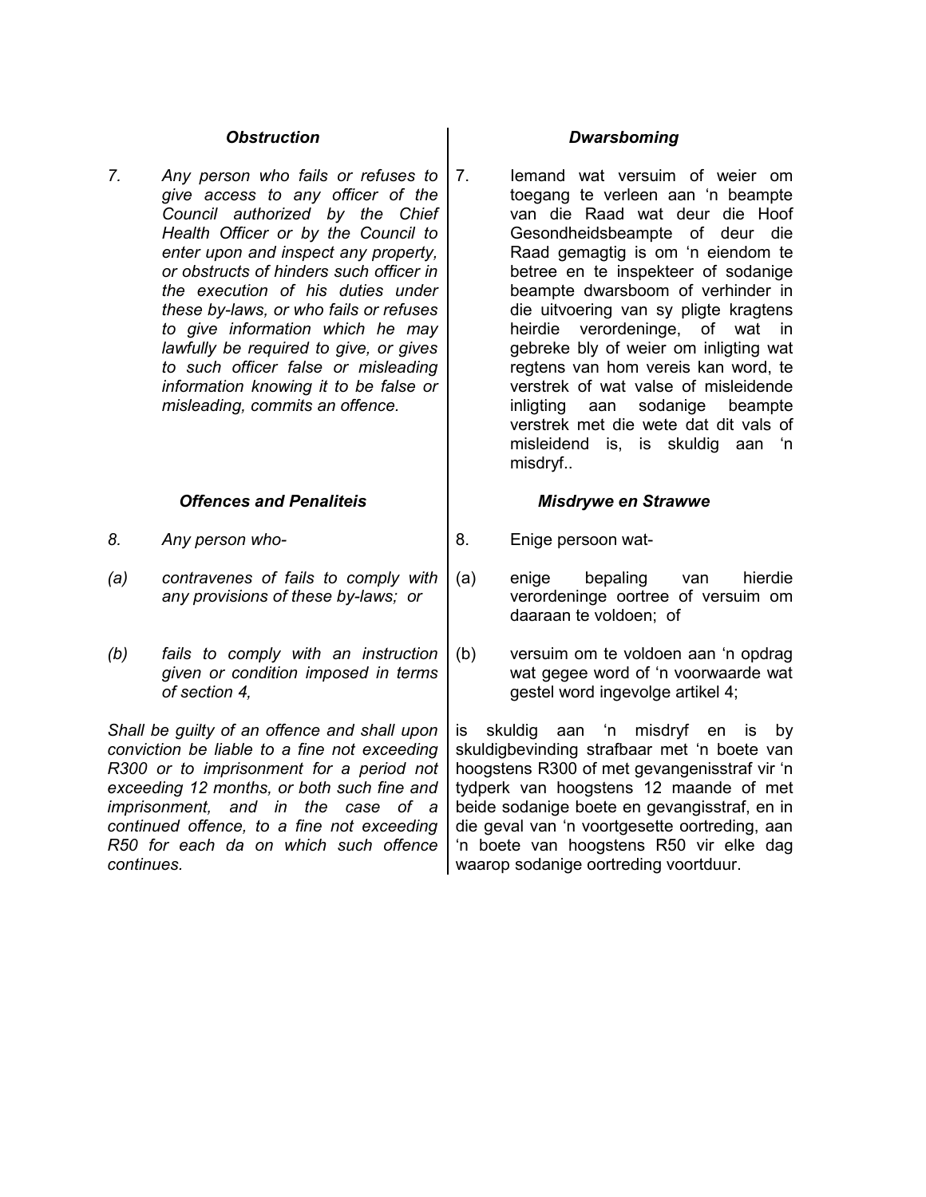### *Obstruction*

*7.* *Any person who fails or refuses to give access to any officer of the Council authorized by the Chief Health Officer or by the Council to enter upon and inspect any property, or obstructs of hinders such officer in the execution of his duties under these by-laws, or who fails or refuses to give information which he may lawfully be required to give, or gives to such officer false or misleading information knowing it to be false or misleading, commits an offence.*

### *Dwarsboming*

7. Iemand wat versuim of weier om toegang te verleen aan 'n beampte van die Raad wat deur die Hoof Gesondheidsbeampte of deur die Raad gemagtig is om 'n eiendom te betree en te inspekteer of sodanige beampte dwarsboom of verhinder in die uitvoering van sy pligte kragtens heirdie verordeninge, of wat in gebreke bly of weier om inligting wat regtens van hom vereis kan word, te verstrek of wat valse of misleidende inligting aan sodanige beampte verstrek met die wete dat dit vals of misleidend is, is skuldig aan 'n misdryf..

### *Offences and Penaliteis*

*8.* *Any person who-*

*(a)* *contravenes of fails to comply with any provisions of these by-laws; or*

*(b)* *fails to comply with an instruction given or condition imposed in terms of section 4,*

*Shall be guilty of an offence and shall upon conviction be liable to a fine not exceeding R300 or to imprisonment for a period not exceeding 12 months, or both such fine and imprisonment, and in the case of a continued offence, to a fine not exceeding R50 for each da on which such offence continues.*

### *Misdrywe en Strawwe*

8. Enige persoon wat-

(a) enige bepaling van hierdie verordeninge oortree of versuim om daaraan te voldoen; of

(b) versuim om te voldoen aan 'n opdrag wat gegee word of 'n voorwaarde wat gestel word ingevolge artikel 4;

is skuldig aan 'n misdryf en is by skuldigbevinding strafbaar met 'n boete van hoogstens R300 of met gevangenisstraf vir 'n tydperk van hoogstens 12 maande of met beide sodanige boete en gevangisstraf, en in die geval van 'n voortgesette oortreding, aan 'n boete van hoogstens R50 vir elke dag waarop sodanige oortreding voortduur.